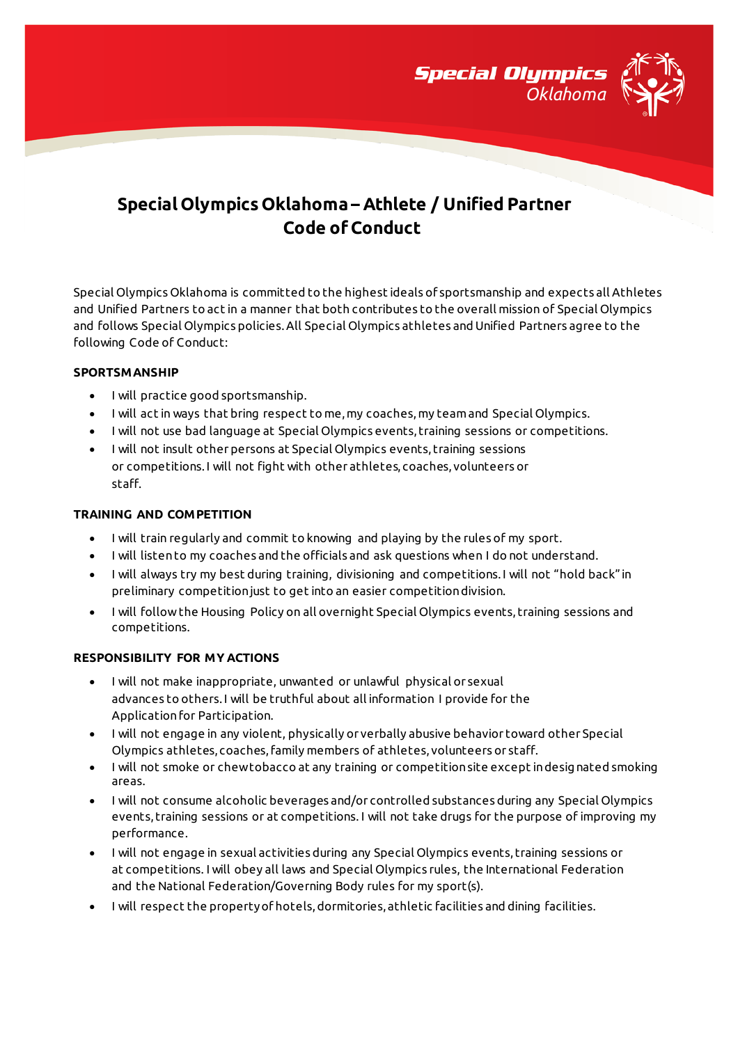# Special Olympics Oklahoma – Athlete / Unified Partner Code of Conduct

Special Olympics Oklahoma is committed to the highest ideals of sportsmanship and expects all Athletes and Unified Partners to act in a manner that both contributes to the overall mission of Special Olympics and follows Special Olympics policies. All Special Olympics athletes and Unified Partners agree to the following Code of Conduct:

## SPORTSMANSHIP

- I will practice good sportsmanship.
- I will act in ways that bring respect to me, my coaches, my team and Special Olympics.
- I will not use bad language at Special Olympics events, training sessions or competitions.
- I will not insult other persons at Special Olympics events, training sessions or competitions. I will not fight with other athletes, coaches, volunteers or staff.

## TRAINING AND COMPETITION

- I will train regularly and commit to knowing and playing by the rules of my sport.
- I will listen to my coaches and the officials and ask questions when I do not understand.
- I will always try my best during training, divisioning and competitions. I will not "hold back" in preliminary competition just to get into an easier competition division.
- I will follow the Housing Policy on all overnight Special Olympics events, training sessions and competitions.

## RESPONSIBILITY FOR MY ACTIONS

- I will not make inappropriate, unwanted or unlawful physical or sexual advances to others. I will be truthful about all information I provide for the Application for Participation.
- I will not engage in any violent, physically or verbally abusive behavior toward other Special Olympics athletes, coaches, family members of athletes, volunteers or staff.
- I will not smoke or chew tobacco at any training or competition site except in designated smoking areas.
- I will not consume alcoholic beverages and/or controlled substances during any Special Olympics events, training sessions or at competitions. I will not take drugs for the purpose of improving my performance.
- I will not engage in sexual activities during any Special Olympics events, training sessions or at competitions. I will obey all laws and Special Olympics rules, the International Federation and the National Federation/Governing Body rules for my sport(s).
- I will respect the property of hotels, dormitories, athletic facilities and dining facilities.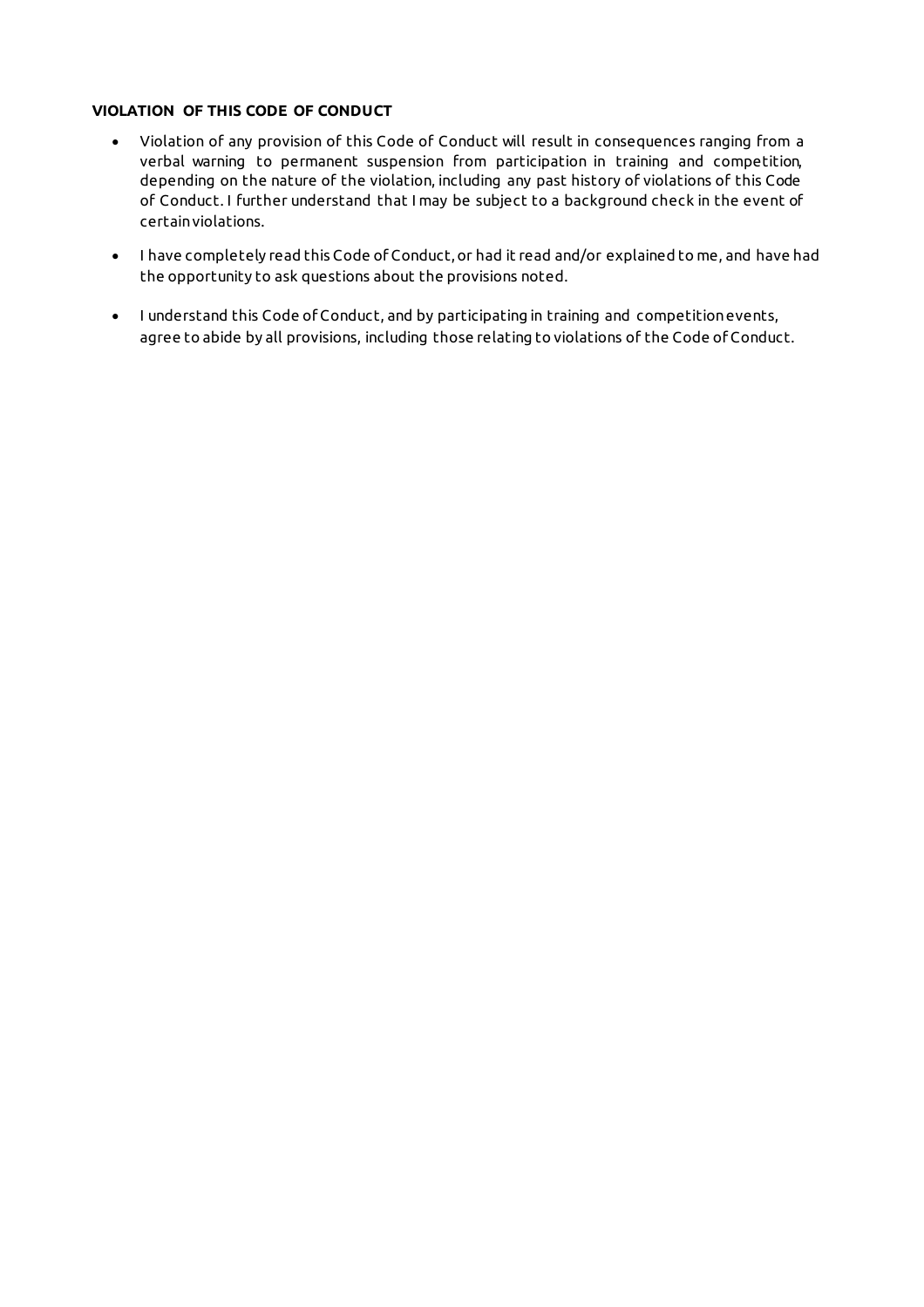### VIOLATION OF THIS CODE OF CONDUCT

- Violation of any provision of this Code of Conduct will result in consequences ranging from a verbal warning to permanent suspension from participation in training and competition, depending on the nature of the violation, including any past history of violations of this Code of Conduct. I further understand that I may be subject to a background check in the event of certain violations.
- I have completely read this Code of Conduct, or had it read and/or explained to me, and have had the opportunity to ask questions about the provisions noted.
- I understand this Code of Conduct, and by participating in training and competition events, agree to abide by all provisions, including those relating to violations of the Code of Conduct.